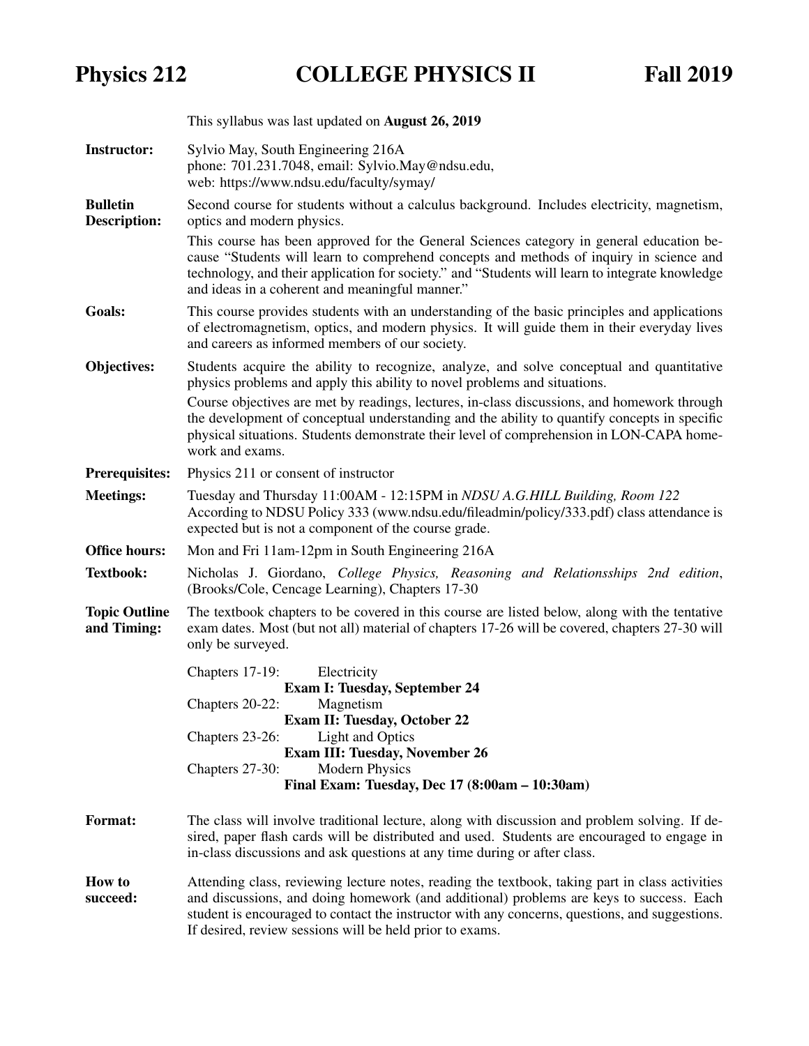# Physics 212 COLLEGE PHYSICS II Fall 2019

This syllabus was last updated on **August 26, 2019**

**Instructor:** Sylvio May, South Engineering 216A
phone: 701.231.7048, email: Sylvio.May@ndsu.edu,
web: https://www.ndsu.edu/faculty/symay/

**Bulletin Description:** Second course for students without a calculus background. Includes electricity, magnetism, optics and modern physics.

This course has been approved for the General Sciences category in general education because "Students will learn to comprehend concepts and methods of inquiry in science and technology, and their application for society." and "Students will learn to integrate knowledge and ideas in a coherent and meaningful manner."

**Goals:** This course provides students with an understanding of the basic principles and applications of electromagnetism, optics, and modern physics. It will guide them in their everyday lives and careers as informed members of our society.

**Objectives:** Students acquire the ability to recognize, analyze, and solve conceptual and quantitative physics problems and apply this ability to novel problems and situations.

Course objectives are met by readings, lectures, in-class discussions, and homework through the development of conceptual understanding and the ability to quantify concepts in specific physical situations. Students demonstrate their level of comprehension in LON-CAPA homework and exams.

**Prerequisites:** Physics 211 or consent of instructor

**Meetings:** Tuesday and Thursday 11:00AM - 12:15PM in *NDSU A.G.HILL Building, Room 122*
According to NDSU Policy 333 (www.ndsu.edu/fileadmin/policy/333.pdf) class attendance is expected but is not a component of the course grade.

**Office hours:** Mon and Fri 11am-12pm in South Engineering 216A

**Textbook:** Nicholas J. Giordano, *College Physics, Reasoning and Relationsships 2nd edition*, (Brooks/Cole, Cencage Learning), Chapters 17-30

**Topic Outline and Timing:** The textbook chapters to be covered in this course are listed below, along with the tentative exam dates. Most (but not all) material of chapters 17-26 will be covered, chapters 27-30 will only be surveyed.

Chapters 17-19: Electricity
**Exam I: Tuesday, September 24**
Chapters 20-22: Magnetism
**Exam II: Tuesday, October 22**
Chapters 23-26: Light and Optics
**Exam III: Tuesday, November 26**
Chapters 27-30: Modern Physics
**Final Exam: Tuesday, Dec 17 (8:00am – 10:30am)**

**Format:** The class will involve traditional lecture, along with discussion and problem solving. If desired, paper flash cards will be distributed and used. Students are encouraged to engage in in-class discussions and ask questions at any time during or after class.

**How to succeed:** Attending class, reviewing lecture notes, reading the textbook, taking part in class activities and discussions, and doing homework (and additional) problems are keys to success. Each student is encouraged to contact the instructor with any concerns, questions, and suggestions. If desired, review sessions will be held prior to exams.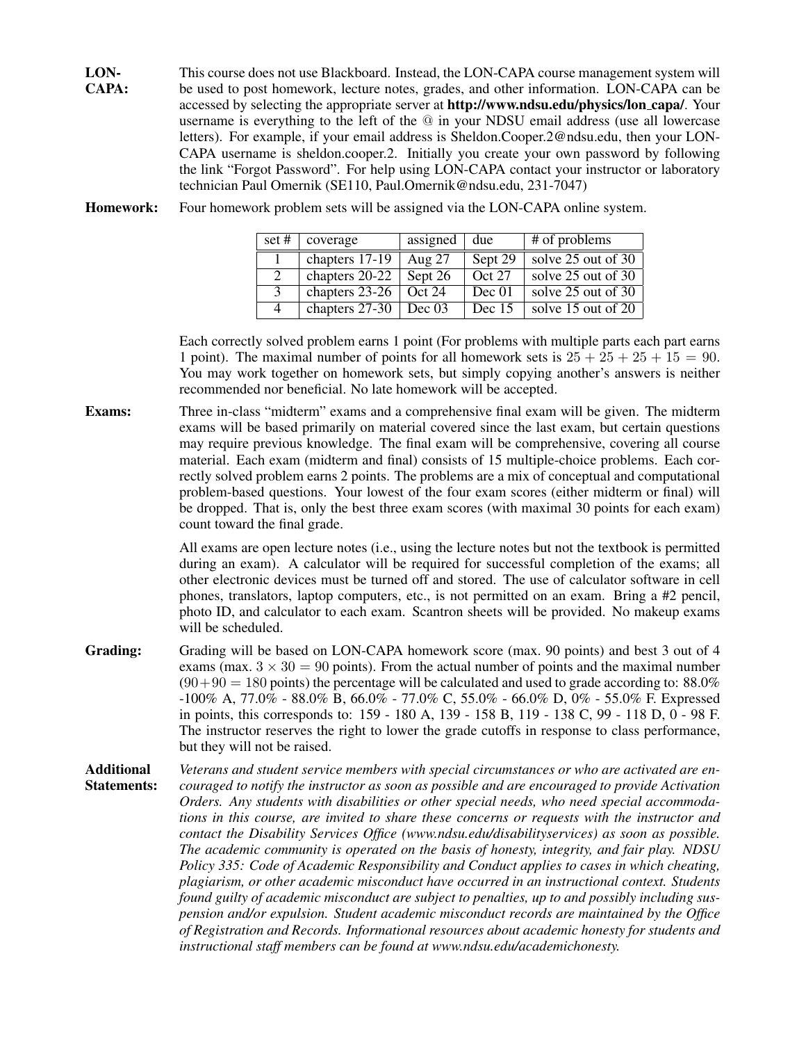**LON-CAPA:** This course does not use Blackboard. Instead, the LON-CAPA course management system will be used to post homework, lecture notes, grades, and other information. LON-CAPA can be accessed by selecting the appropriate server at **http://www.ndsu.edu/physics/lon_capa/**. Your username is everything to the left of the @ in your NDSU email address (use all lowercase letters). For example, if your email address is Sheldon.Cooper.2@ndsu.edu, then your LON-CAPA username is sheldon.cooper.2. Initially you create your own password by following the link "Forgot Password". For help using LON-CAPA contact your instructor or laboratory technician Paul Omernik (SE110, Paul.Omernik@ndsu.edu, 231-7047)

**Homework:** Four homework problem sets will be assigned via the LON-CAPA online system.

| set # | coverage | assigned | due | # of problems |
|---|---|---|---|---|
| 1 | chapters 17-19 | Aug 27 | Sept 29 | solve 25 out of 30 |
| 2 | chapters 20-22 | Sept 26 | Oct 27 | solve 25 out of 30 |
| 3 | chapters 23-26 | Oct 24 | Dec 01 | solve 25 out of 30 |
| 4 | chapters 27-30 | Dec 03 | Dec 15 | solve 15 out of 20 |

Each correctly solved problem earns 1 point (For problems with multiple parts each part earns 1 point). The maximal number of points for all homework sets is $25 + 25 + 25 + 15 = 90$. You may work together on homework sets, but simply copying another's answers is neither recommended nor beneficial. No late homework will be accepted.

**Exams:** Three in-class "midterm" exams and a comprehensive final exam will be given. The midterm exams will be based primarily on material covered since the last exam, but certain questions may require previous knowledge. The final exam will be comprehensive, covering all course material. Each exam (midterm and final) consists of 15 multiple-choice problems. Each correctly solved problem earns 2 points. The problems are a mix of conceptual and computational problem-based questions. Your lowest of the four exam scores (either midterm or final) will be dropped. That is, only the best three exam scores (with maximal 30 points for each exam) count toward the final grade.

All exams are open lecture notes (i.e., using the lecture notes but not the textbook is permitted during an exam). A calculator will be required for successful completion of the exams; all other electronic devices must be turned off and stored. The use of calculator software in cell phones, translators, laptop computers, etc., is not permitted on an exam. Bring a #2 pencil, photo ID, and calculator to each exam. Scantron sheets will be provided. No makeup exams will be scheduled.

**Grading:** Grading will be based on LON-CAPA homework score (max. 90 points) and best 3 out of 4 exams (max. $3 \times 30 = 90$ points). From the actual number of points and the maximal number ($90 + 90 = 180$ points) the percentage will be calculated and used to grade according to: 88.0% -100% A, 77.0% - 88.0% B, 66.0% - 77.0% C, 55.0% - 66.0% D, 0% - 55.0% F. Expressed in points, this corresponds to: 159 - 180 A, 139 - 158 B, 119 - 138 C, 99 - 118 D, 0 - 98 F. The instructor reserves the right to lower the grade cutoffs in response to class performance, but they will not be raised.

**Additional Statements:** *Veterans and student service members with special circumstances or who are activated are encouraged to notify the instructor as soon as possible and are encouraged to provide Activation Orders. Any students with disabilities or other special needs, who need special accommodations in this course, are invited to share these concerns or requests with the instructor and contact the Disability Services Office (www.ndsu.edu/disabilityservices) as soon as possible. The academic community is operated on the basis of honesty, integrity, and fair play. NDSU Policy 335: Code of Academic Responsibility and Conduct applies to cases in which cheating, plagiarism, or other academic misconduct have occurred in an instructional context. Students found guilty of academic misconduct are subject to penalties, up to and possibly including suspension and/or expulsion. Student academic misconduct records are maintained by the Office of Registration and Records. Informational resources about academic honesty for students and instructional staff members can be found at www.ndsu.edu/academichonesty.*